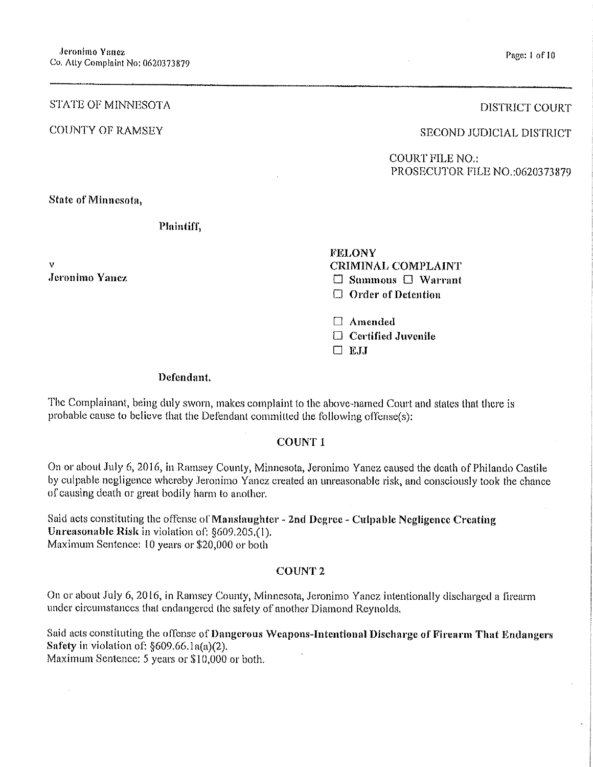STATE OF MINNESOTA

COUNTY OF RAMSEY

DISTRICT COURT

SECOND JUDICIAL DISTRICT

COURT FILE NO.:
PROSECUTOR FILE NO.:0620373879

**State of Minnesota,**

**Plaintiff,**

v
**Jeronimo Yanez**

**Defendant.**

**FELONY**
**CRIMINAL COMPLAINT**
☐ **Summons** ☐ **Warrant**
☐ **Order of Detention**

☐ **Amended**
☐ **Certified Juvenile**
☐ **EJJ**

The Complainant, being duly sworn, makes complaint to the above-named Court and states that there is probable cause to believe that the Defendant committed the following offense(s):

## COUNT 1

On or about July 6, 2016, in Ramsey County, Minnesota, Jeronimo Yanez caused the death of Philando Castile by culpable negligence whereby Jeronimo Yanez created an unreasonable risk, and consciously took the chance of causing death or great bodily harm to another.

Said acts constituting the offense of **Manslaughter - 2nd Degree - Culpable Negligence Creating Unreasonable Risk** in violation of: §609.205.(1).
Maximum Sentence: 10 years or $20,000 or both

## COUNT 2

On or about July 6, 2016, in Ramsey County, Minnesota, Jeronimo Yanez intentionally discharged a firearm under circumstances that endangered the safety of another Diamond Reynolds.

Said acts constituting the offense of **Dangerous Weapons-Intentional Discharge of Firearm That Endangers Safety** in violation of: §609.66.1a(a)(2).
Maximum Sentence: 5 years or $10,000 or both.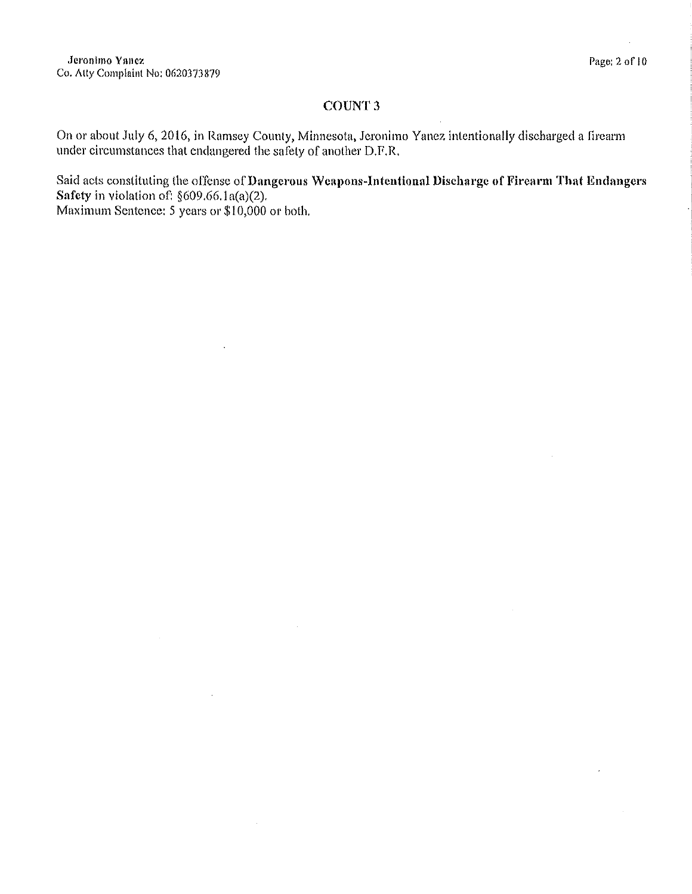## COUNT 3

On or about July 6, 2016, in Ramsey County, Minnesota, Jeronimo Yanez intentionally discharged a firearm under circumstances that endangered the safety of another D.F.R.

Said acts constituting the offense of **Dangerous Weapons-Intentional Discharge of Firearm That Endangers Safety** in violation of: §609.66.1a(a)(2).
Maximum Sentence: 5 years or $10,000 or both.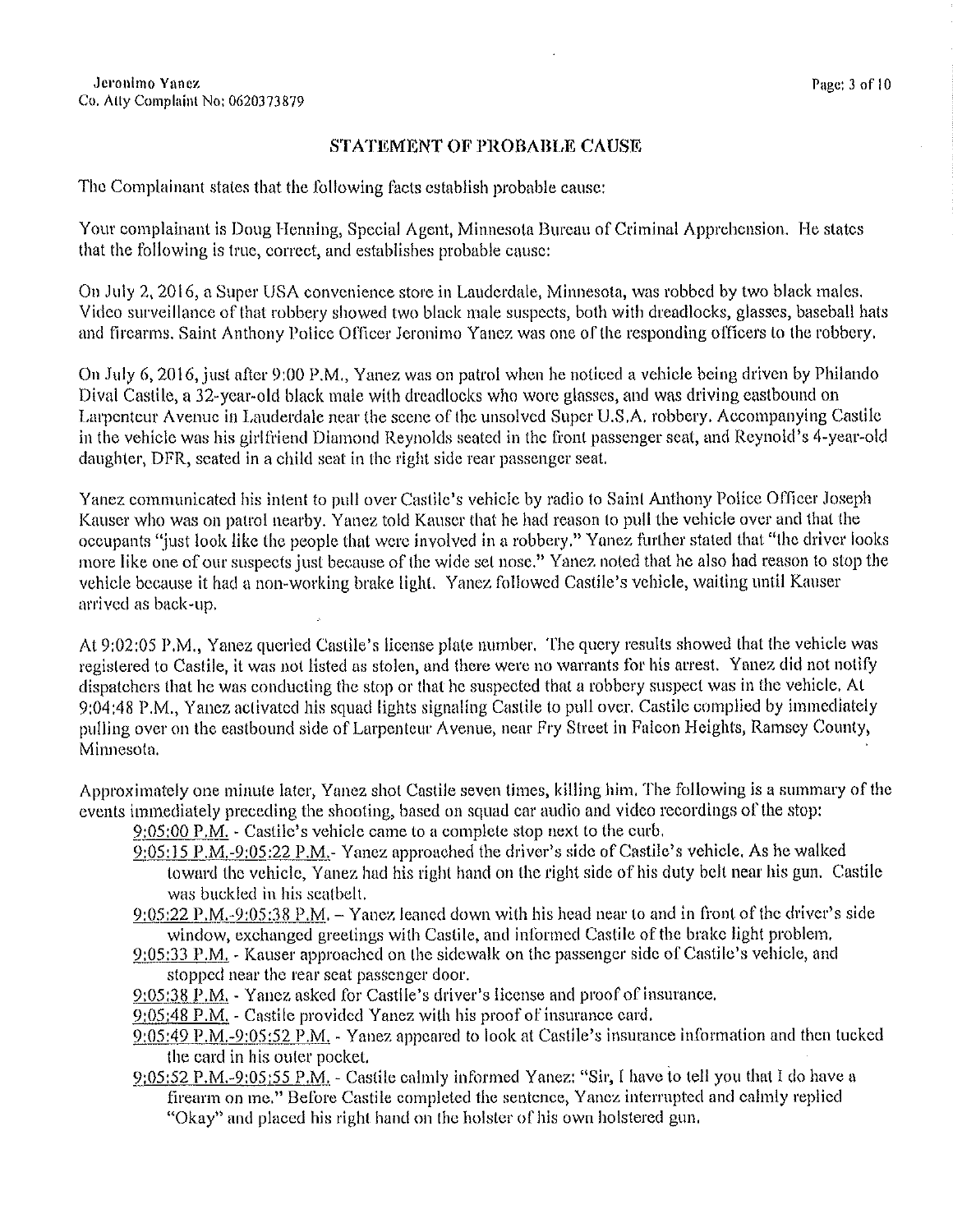## STATEMENT OF PROBABLE CAUSE

The Complainant states that the following facts establish probable cause:

Your complainant is Doug Henning, Special Agent, Minnesota Bureau of Criminal Apprehension. He states that the following is true, correct, and establishes probable cause:

On July 2, 2016, a Super USA convenience store in Lauderdale, Minnesota, was robbed by two black males. Video surveillance of that robbery showed two black male suspects, both with dreadlocks, glasses, baseball hats and firearms. Saint Anthony Police Officer Jeronimo Yanez was one of the responding officers to the robbery.

On July 6, 2016, just after 9:00 P.M., Yanez was on patrol when he noticed a vehicle being driven by Philando Dival Castile, a 32-year-old black male with dreadlocks who wore glasses, and was driving eastbound on Larpenteur Avenue in Lauderdale near the scene of the unsolved Super U.S.A. robbery. Accompanying Castile in the vehicle was his girlfriend Diamond Reynolds seated in the front passenger seat, and Reynold's 4-year-old daughter, DFR, seated in a child seat in the right side rear passenger seat.

Yanez communicated his intent to pull over Castile's vehicle by radio to Saint Anthony Police Officer Joseph Kauser who was on patrol nearby. Yanez told Kauser that he had reason to pull the vehicle over and that the occupants "just look like the people that were involved in a robbery." Yanez further stated that "the driver looks more like one of our suspects just because of the wide set nose." Yanez noted that he also had reason to stop the vehicle because it had a non-working brake light. Yanez followed Castile's vehicle, waiting until Kauser arrived as back-up.

At 9:02:05 P.M., Yanez queried Castile's license plate number. The query results showed that the vehicle was registered to Castile, it was not listed as stolen, and there were no warrants for his arrest. Yanez did not notify dispatchers that he was conducting the stop or that he suspected that a robbery suspect was in the vehicle. At 9:04:48 P.M., Yanez activated his squad lights signaling Castile to pull over. Castile complied by immediately pulling over on the eastbound side of Larpenteur Avenue, near Fry Street in Falcon Heights, Ramsey County, Minnesota.

Approximately one minute later, Yanez shot Castile seven times, killing him. The following is a summary of the events immediately preceding the shooting, based on squad car audio and video recordings of the stop:

- 9:05:00 P.M. - Castile's vehicle came to a complete stop next to the curb.
- 9:05:15 P.M.-9:05:22 P.M.- Yanez approached the driver's side of Castile's vehicle. As he walked toward the vehicle, Yanez had his right hand on the right side of his duty belt near his gun. Castile was buckled in his seatbelt.
- 9:05:22 P.M.-9:05:38 P.M. – Yanez leaned down with his head near to and in front of the driver's side window, exchanged greetings with Castile, and informed Castile of the brake light problem.
- 9:05:33 P.M. - Kauser approached on the sidewalk on the passenger side of Castile's vehicle, and stopped near the rear seat passenger door.
- 9:05:38 P.M. - Yanez asked for Castile's driver's license and proof of insurance.
- 9:05:48 P.M. - Castile provided Yanez with his proof of insurance card.
- 9:05:49 P.M.-9:05:52 P.M. - Yanez appeared to look at Castile's insurance information and then tucked the card in his outer pocket.
- 9:05:52 P.M.-9:05:55 P.M. - Castile calmly informed Yanez: "Sir, I have to tell you that I do have a firearm on me." Before Castile completed the sentence, Yanez interrupted and calmly replied "Okay" and placed his right hand on the holster of his own holstered gun.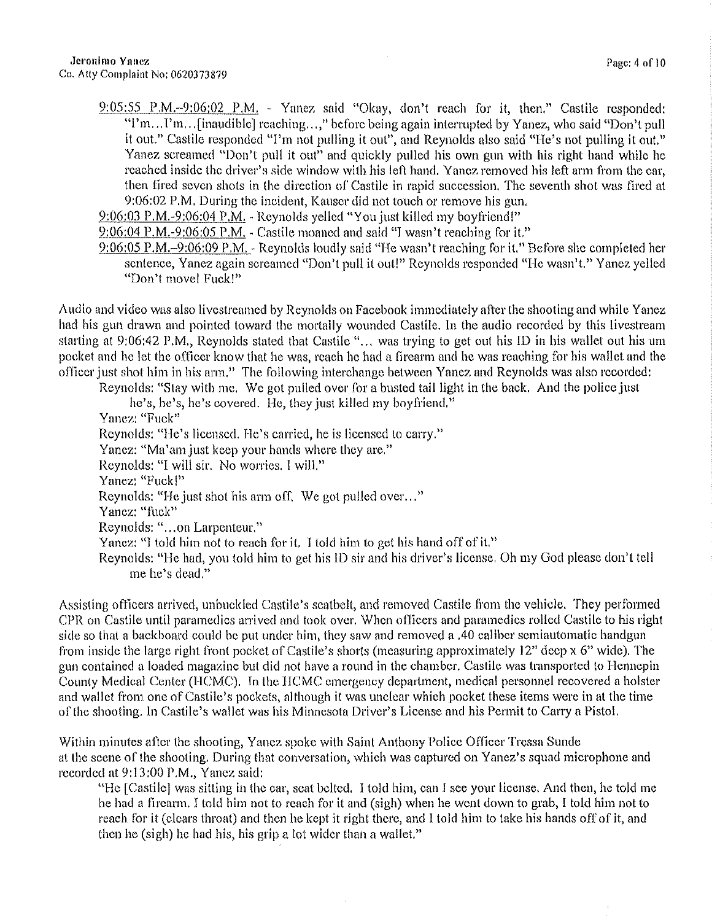9:05:55 P.M.–9:06:02 P.M. - Yanez said "Okay, don't reach for it, then." Castile responded: "I'm…I'm…[inaudible] reaching…," before being again interrupted by Yanez, who said "Don't pull it out." Castile responded "I'm not pulling it out", and Reynolds also said "He's not pulling it out." Yanez screamed "Don't pull it out" and quickly pulled his own gun with his right hand while he reached inside the driver's side window with his left hand. Yanez removed his left arm from the car, then fired seven shots in the direction of Castile in rapid succession. The seventh shot was fired at 9:06:02 P.M. During the incident, Kauser did not touch or remove his gun.

9:06:03 P.M.-9:06:04 P.M. - Reynolds yelled "You just killed my boyfriend!"

9:06:04 P.M.-9:06:05 P.M. - Castile moaned and said "I wasn't reaching for it."

9:06:05 P.M.–9:06:09 P.M. - Reynolds loudly said "He wasn't reaching for it." Before she completed her sentence, Yanez again screamed "Don't pull it out!" Reynolds responded "He wasn't." Yanez yelled "Don't move! Fuck!"

Audio and video was also livestreamed by Reynolds on Facebook immediately after the shooting and while Yanez had his gun drawn and pointed toward the mortally wounded Castile. In the audio recorded by this livestream starting at 9:06:42 P.M., Reynolds stated that Castile "… was trying to get out his ID in his wallet out his um pocket and he let the officer know that he was, reach he had a firearm and he was reaching for his wallet and the officer just shot him in his arm." The following interchange between Yanez and Reynolds was also recorded:

Reynolds: "Stay with me. We got pulled over for a busted tail light in the back. And the police just he's, he's, he's covered. He, they just killed my boyfriend."

Yanez: "Fuck"

Reynolds: "He's licensed. He's carried, he is licensed to carry."

Yanez: "Ma'am just keep your hands where they are."

Reynolds: "I will sir. No worries. I will."

Yanez: "Fuck!"

Reynolds: "He just shot his arm off. We got pulled over…"

Yanez: "fuck"

Reynolds: "…on Larpenteur."

Yanez: "I told him not to reach for it. I told him to get his hand off of it."

Reynolds: "He had, you told him to get his ID sir and his driver's license. Oh my God please don't tell me he's dead."

Assisting officers arrived, unbuckled Castile's seatbelt, and removed Castile from the vehicle. They performed CPR on Castile until paramedics arrived and took over. When officers and paramedics rolled Castile to his right side so that a backboard could be put under him, they saw and removed a .40 caliber semiautomatic handgun from inside the large right front pocket of Castile's shorts (measuring approximately 12" deep x 6" wide). The gun contained a loaded magazine but did not have a round in the chamber. Castile was transported to Hennepin County Medical Center (HCMC). In the HCMC emergency department, medical personnel recovered a holster and wallet from one of Castile's pockets, although it was unclear which pocket these items were in at the time of the shooting. In Castile's wallet was his Minnesota Driver's License and his Permit to Carry a Pistol.

Within minutes after the shooting, Yanez spoke with Saint Anthony Police Officer Tressa Sunde at the scene of the shooting. During that conversation, which was captured on Yanez's squad microphone and recorded at 9:13:00 P.M., Yanez said:

"He [Castile] was sitting in the car, seat belted. I told him, can I see your license. And then, he told me he had a firearm. I told him not to reach for it and (sigh) when he went down to grab, I told him not to reach for it (clears throat) and then he kept it right there, and I told him to take his hands off of it, and then he (sigh) he had his, his grip a lot wider than a wallet."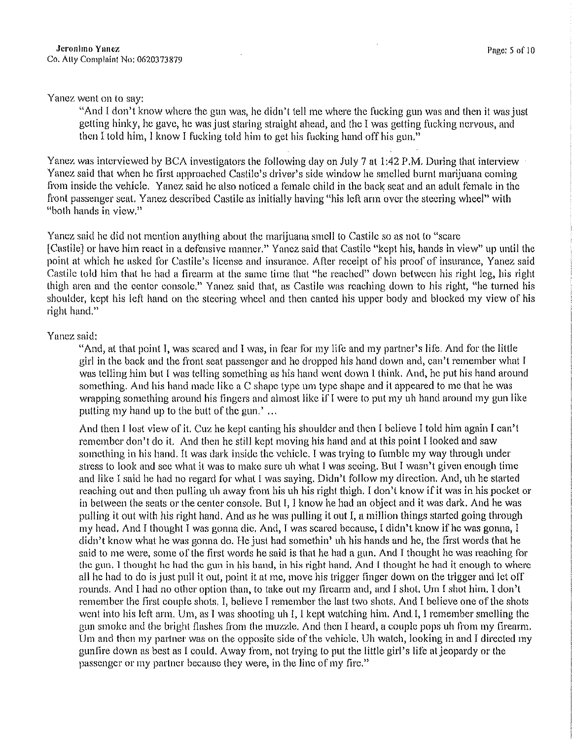Yanez went on to say:

> "And I don't know where the gun was, he didn't tell me where the fucking gun was and then it was just getting hinky, he gave, he was just staring straight ahead, and the I was getting fucking nervous, and then I told him, I know I fucking told him to get his fucking hand off his gun."

Yanez was interviewed by BCA investigators the following day on July 7 at 1:42 P.M. During that interview Yanez said that when he first approached Castile's driver's side window he smelled burnt marijuana coming from inside the vehicle. Yanez said he also noticed a female child in the back seat and an adult female in the front passenger seat. Yanez described Castile as initially having "his left arm over the steering wheel" with "both hands in view."

Yanez said he did not mention anything about the marijuana smell to Castile so as not to "scare [Castile] or have him react in a defensive manner." Yanez said that Castile "kept his, hands in view" up until the point at which he asked for Castile's license and insurance. After receipt of his proof of insurance, Yanez said Castile told him that he had a firearm at the same time that "he reached" down between his right leg, his right thigh area and the center console." Yanez said that, as Castile was reaching down to his right, "he turned his shoulder, kept his left hand on the steering wheel and then canted his upper body and blocked my view of his right hand."

Yanez said:

> "And, at that point I, was scared and I was, in fear for my life and my partner's life. And for the little girl in the back and the front seat passenger and he dropped his hand down and, can't remember what I was telling him but I was telling something as his hand went down I think. And, he put his hand around something. And his hand made like a C shape type um type shape and it appeared to me that he was wrapping something around his fingers and almost like if I were to put my uh hand around my gun like putting my hand up to the butt of the gun.' ...
>
> And then I lost view of it. Cuz he kept canting his shoulder and then I believe I told him again I can't remember don't do it. And then he still kept moving his hand and at this point I looked and saw something in his hand. It was dark inside the vehicle. I was trying to fumble my way through under stress to look and see what it was to make sure uh what I was seeing. But I wasn't given enough time and like I said he had no regard for what I was saying. Didn't follow my direction. And, uh he started reaching out and then pulling uh away from his uh his right thigh. I don't know if it was in his pocket or in between the seats or the center console. But I, I know he had an object and it was dark. And he was pulling it out with his right hand. And as he was pulling it out I, a million things started going through my head. And I thought I was gonna die. And, I was scared because, I didn't know if he was gonna, I didn't know what he was gonna do. He just had somethin' uh his hands and he, the first words that he said to me were, some of the first words he said is that he had a gun. And I thought he was reaching for the gun. I thought he had the gun in his hand, in his right hand. And I thought he had it enough to where all he had to do is just pull it out, point it at me, move his trigger finger down on the trigger and let off rounds. And I had no other option than, to take out my firearm and, and I shot. Um I shot him. I don't remember the first couple shots. I, believe I remember the last two shots. And I believe one of the shots went into his left arm. Um, as I was shooting uh I, I kept watching him. And I, I remember smelling the gun smoke and the bright flashes from the muzzle. And then I heard, a couple pops uh from my firearm. Um and then my partner was on the opposite side of the vehicle. Uh watch, looking in and I directed my gunfire down as best as I could. Away from, not trying to put the little girl's life at jeopardy or the passenger or my partner because they were, in the line of my fire."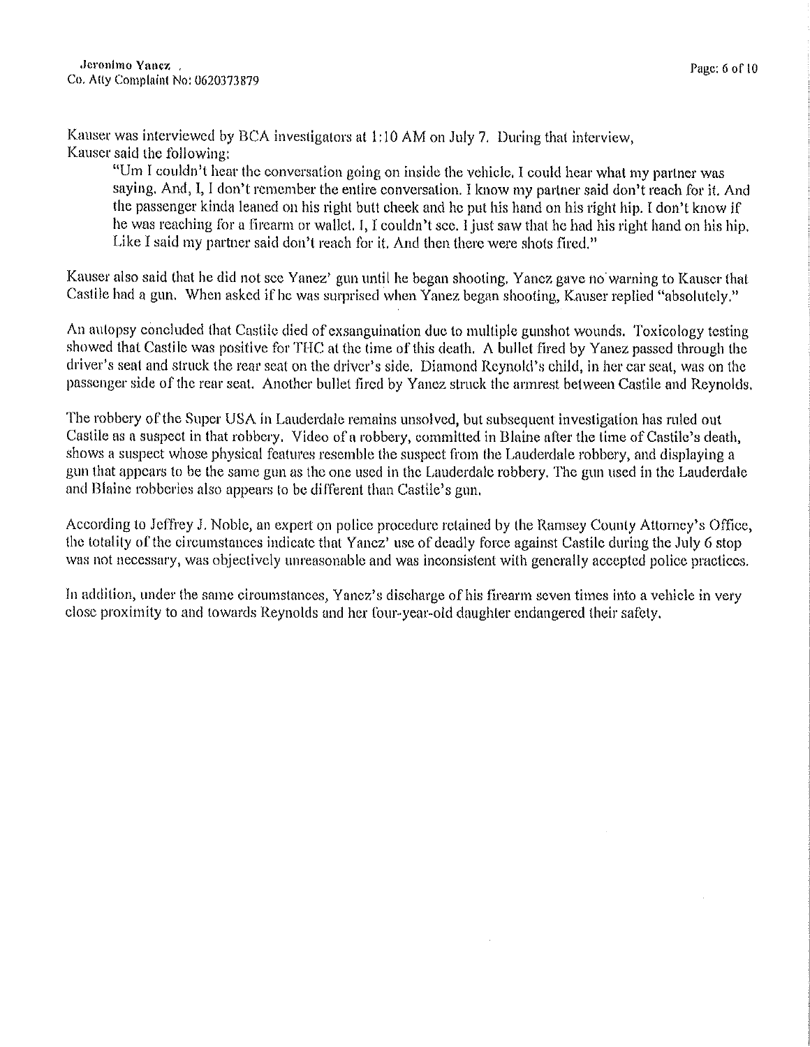Kauser was interviewed by BCA investigators at 1:10 AM on July 7. During that interview, Kauser said the following:

> "Um I couldn't hear the conversation going on inside the vehicle. I could hear what my partner was saying. And, I, I don't remember the entire conversation. I know my partner said don't reach for it. And the passenger kinda leaned on his right butt cheek and he put his hand on his right hip. I don't know if he was reaching for a firearm or wallet. I, I couldn't see. I just saw that he had his right hand on his hip. Like I said my partner said don't reach for it. And then there were shots fired."

Kauser also said that he did not see Yanez' gun until he began shooting. Yanez gave no warning to Kauser that Castile had a gun. When asked if he was surprised when Yanez began shooting, Kauser replied "absolutely."

An autopsy concluded that Castile died of exsanguination due to multiple gunshot wounds. Toxicology testing showed that Castile was positive for THC at the time of this death. A bullet fired by Yanez passed through the driver's seat and struck the rear seat on the driver's side. Diamond Reynold's child, in her car seat, was on the passenger side of the rear seat. Another bullet fired by Yanez struck the armrest between Castile and Reynolds.

The robbery of the Super USA in Lauderdale remains unsolved, but subsequent investigation has ruled out Castile as a suspect in that robbery. Video of a robbery, committed in Blaine after the time of Castile's death, shows a suspect whose physical features resemble the suspect from the Lauderdale robbery, and displaying a gun that appears to be the same gun as the one used in the Lauderdale robbery. The gun used in the Lauderdale and Blaine robberies also appears to be different than Castile's gun.

According to Jeffrey J. Noble, an expert on police procedure retained by the Ramsey County Attorney's Office, the totality of the circumstances indicate that Yanez' use of deadly force against Castile during the July 6 stop was not necessary, was objectively unreasonable and was inconsistent with generally accepted police practices.

In addition, under the same circumstances, Yanez's discharge of his firearm seven times into a vehicle in very close proximity to and towards Reynolds and her four-year-old daughter endangered their safety.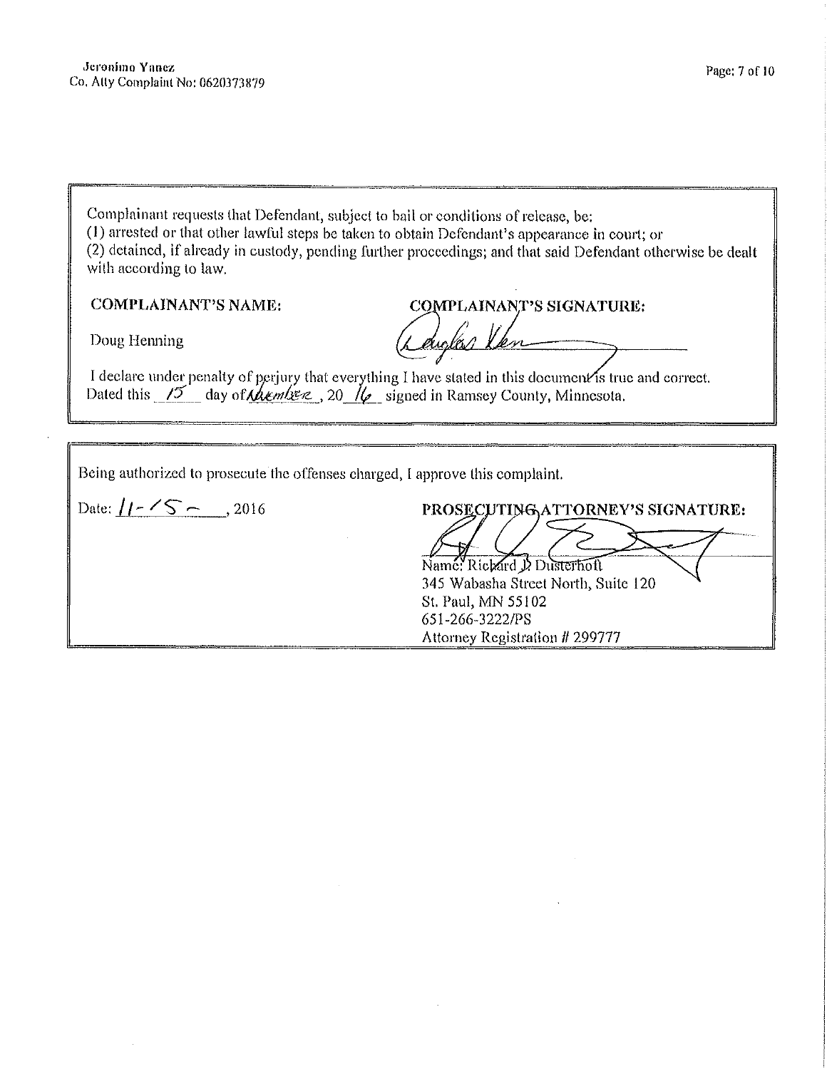Complainant requests that Defendant, subject to bail or conditions of release, be:
(1) arrested or that other lawful steps be taken to obtain Defendant's appearance in court; or
(2) detained, if already in custody, pending further proceedings; and that said Defendant otherwise be dealt with according to law.

**COMPLAINANT'S NAME:**

Doug Henning

**COMPLAINANT'S SIGNATURE:**

Douglas Hen

I declare under penalty of perjury that everything I have stated in this document is true and correct. Dated this 15 day of November, 20 16 signed in Ramsey County, Minnesota.

Being authorized to prosecute the offenses charged, I approve this complaint.

Date: 11-15-, 2016

**PROSECUTING ATTORNEY'S SIGNATURE:**

Name: Richard J. Dusterhoft
345 Wabasha Street North, Suite 120
St. Paul, MN 55102
651-266-3222/PS
Attorney Registration # 299777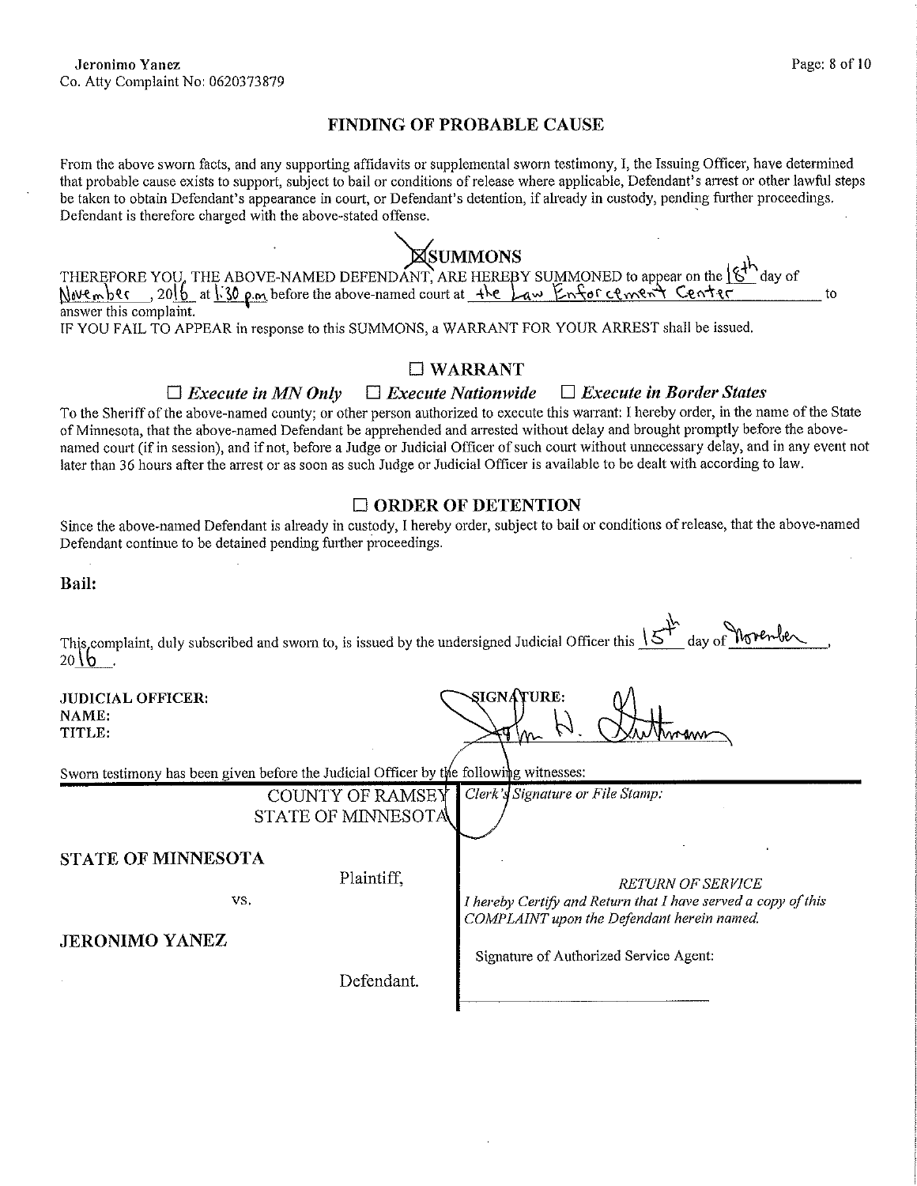## FINDING OF PROBABLE CAUSE

From the above sworn facts, and any supporting affidavits or supplemental sworn testimony, I, the Issuing Officer, have determined that probable cause exists to support, subject to bail or conditions of release where applicable, Defendant's arrest or other lawful steps be taken to obtain Defendant's appearance in court, or Defendant's detention, if already in custody, pending further proceedings. Defendant is therefore charged with the above-stated offense.

### ☒ SUMMONS

THEREFORE YOU, THE ABOVE-NAMED DEFENDANT, ARE HEREBY SUMMONED to appear on the 18th day of November, 2016 at 1:30 p.m before the above-named court at the Law Enforcement Center to answer this complaint.

IF YOU FAIL TO APPEAR in response to this SUMMONS, A WARRANT FOR YOUR ARREST shall be issued.

### ☐ WARRANT

☐ *Execute in MN Only* ☐ *Execute Nationwide* ☐ *Execute in Border States*

To the Sheriff of the above-named county; or other person authorized to execute this warrant: I hereby order, in the name of the State of Minnesota, that the above-named Defendant be apprehended and arrested without delay and brought promptly before the above-named court (if in session), and if not, before a Judge or Judicial Officer of such court without unnecessary delay, and in any event not later than 36 hours after the arrest or as soon as such Judge or Judicial Officer is available to be dealt with according to law.

### ☐ ORDER OF DETENTION

Since the above-named Defendant is already in custody, I hereby order, subject to bail or conditions of release, that the above-named Defendant continue to be detained pending further proceedings.

**Bail:**

This complaint, duly subscribed and sworn to, is issued by the undersigned Judicial Officer this 15th day of November, 2016.

**JUDICIAL OFFICER:**
**NAME:**
**TITLE:**

SIGNATURE: [signature]

Sworn testimony has been given before the Judicial Officer by the following witnesses:

COUNTY OF RAMSEY
STATE OF MINNESOTA

*Clerk's Signature or File Stamp:*

**STATE OF MINNESOTA**

Plaintiff,

vs.

**JERONIMO YANEZ**

Defendant.

*RETURN OF SERVICE*

*I hereby Certify and Return that I have served a copy of this COMPLAINT upon the Defendant herein named.*

Signature of Authorized Service Agent:

______________________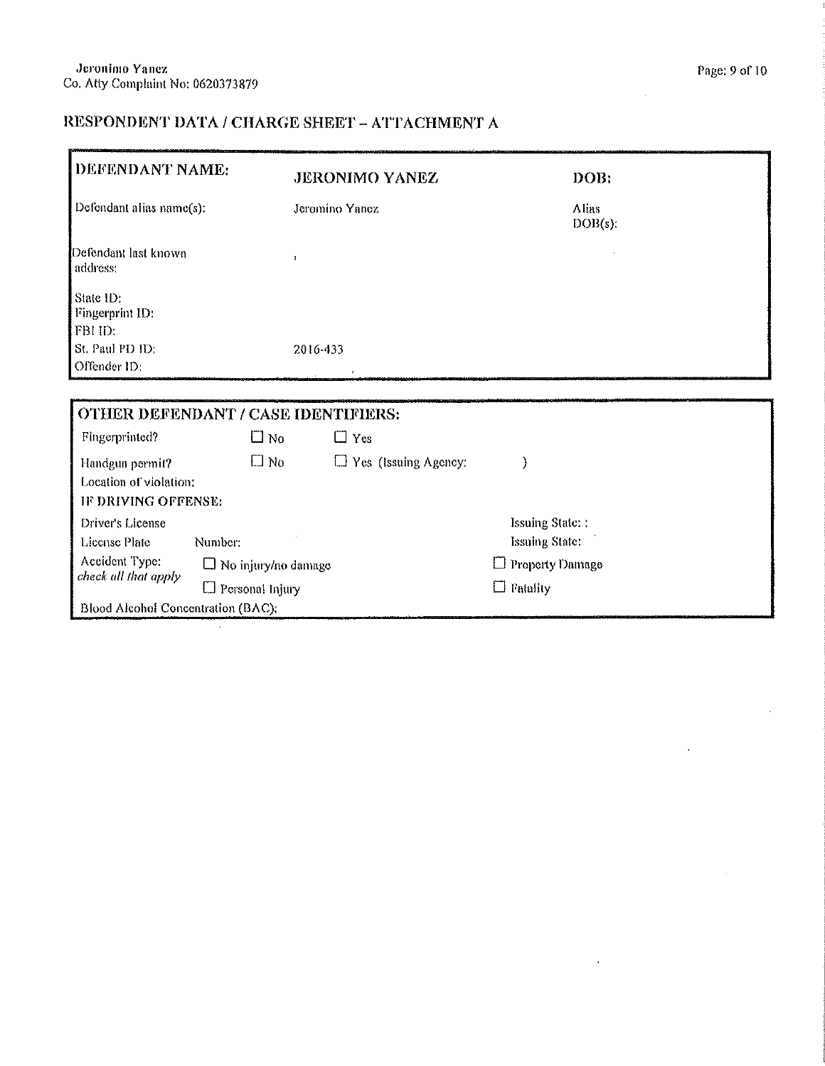## RESPONDENT DATA / CHARGE SHEET – ATTACHMENT A

| DEFENDANT NAME: | JERONIMO YANEZ | DOB: |
|---|---|---|
| Defendant alias name(s): | Jeromino Yanez | Alias DOB(s): |
| Defendant last known address: | , | |
| State ID: | | |
| Fingerprint ID: | | |
| FBI ID: | | |
| St. Paul PD ID: | 2016-433 | |
| Offender ID: | | |

**OTHER DEFENDANT / CASE IDENTIFIERS:**

| | | | |
|---|---|---|---|
| Fingerprinted? | ☐ No | ☐ Yes | |
| Handgun permit? | ☐ No | ☐ Yes (Issuing Agency: | ) |
| Location of violation: | | | |
| **IF DRIVING OFFENSE:** | | | |
| Driver's License | | | Issuing State: : |
| License Plate | Number: | | Issuing State: |
| Accident Type: *check all that apply* | ☐ No injury/no damage | | ☐ Property Damage |
| | ☐ Personal Injury | | ☐ Fatality |
| Blood Alcohol Concentration (BAC): | | | |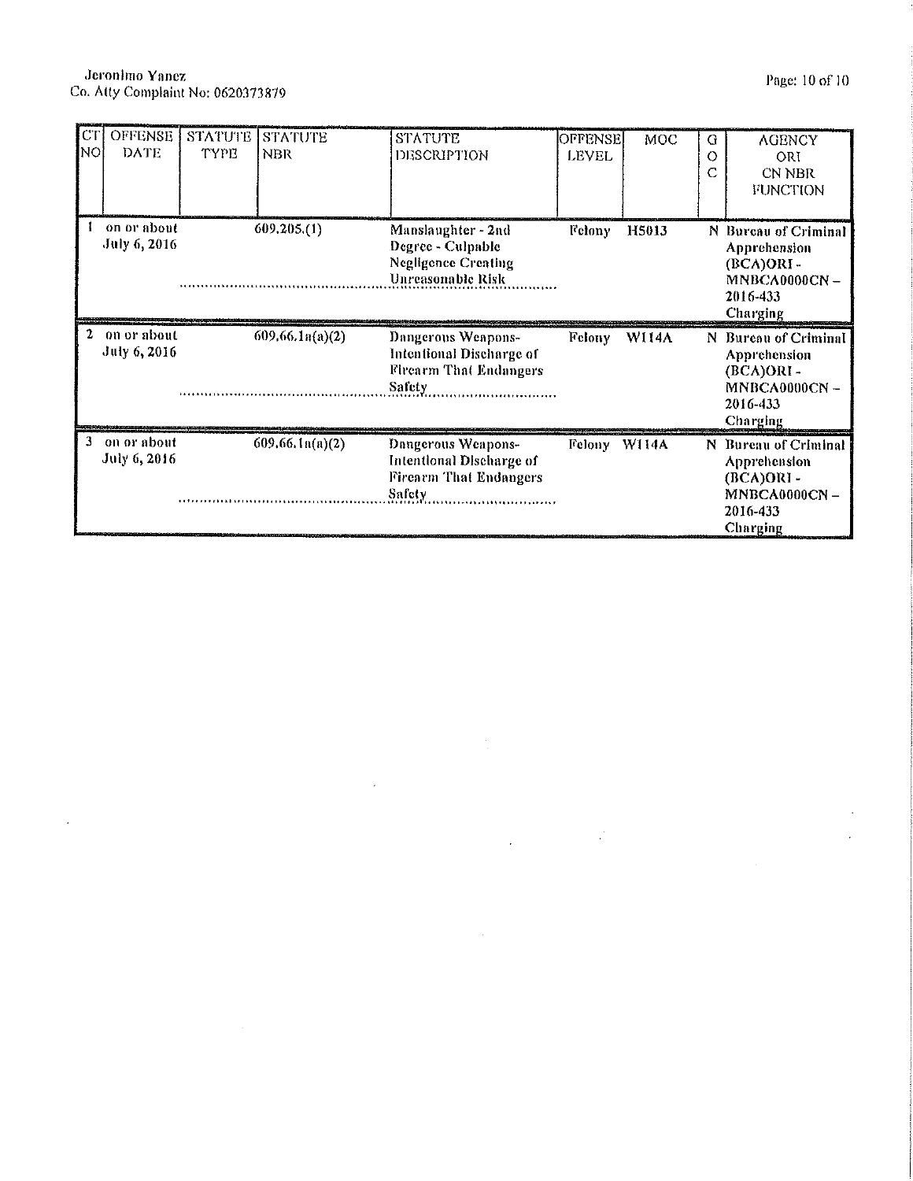| CT NO | OFFENSE DATE | STATUTE TYPE | STATUTE NBR | STATUTE DESCRIPTION | OFFENSE LEVEL | MOC | GOC | AGENCY ORI CN NBR FUNCTION |
|---|---|---|---|---|---|---|---|---|
| 1 | on or about July 6, 2016 | | 609.205.(1) | Manslaughter - 2nd Degree - Culpable Negligence Creating Unreasonable Risk | Felony | H5013 | N | Bureau of Criminal Apprehension (BCA)ORI - MNBCA0000CN – 2016-433 Charging |
| 2 | on or about July 6, 2016 | | 609.66.1a(a)(2) | Dangerous Weapons- Intentional Discharge of Firearm That Endangers Safety | Felony | W114A | N | Bureau of Criminal Apprehension (BCA)ORI - MNBCA0000CN – 2016-433 Charging |
| 3 | on or about July 6, 2016 | | 609.66.1a(a)(2) | Dangerous Weapons- Intentional Discharge of Firearm That Endangers Safety | Felony | W114A | N | Bureau of Criminal Apprehension (BCA)ORI - MNBCA0000CN – 2016-433 Charging |